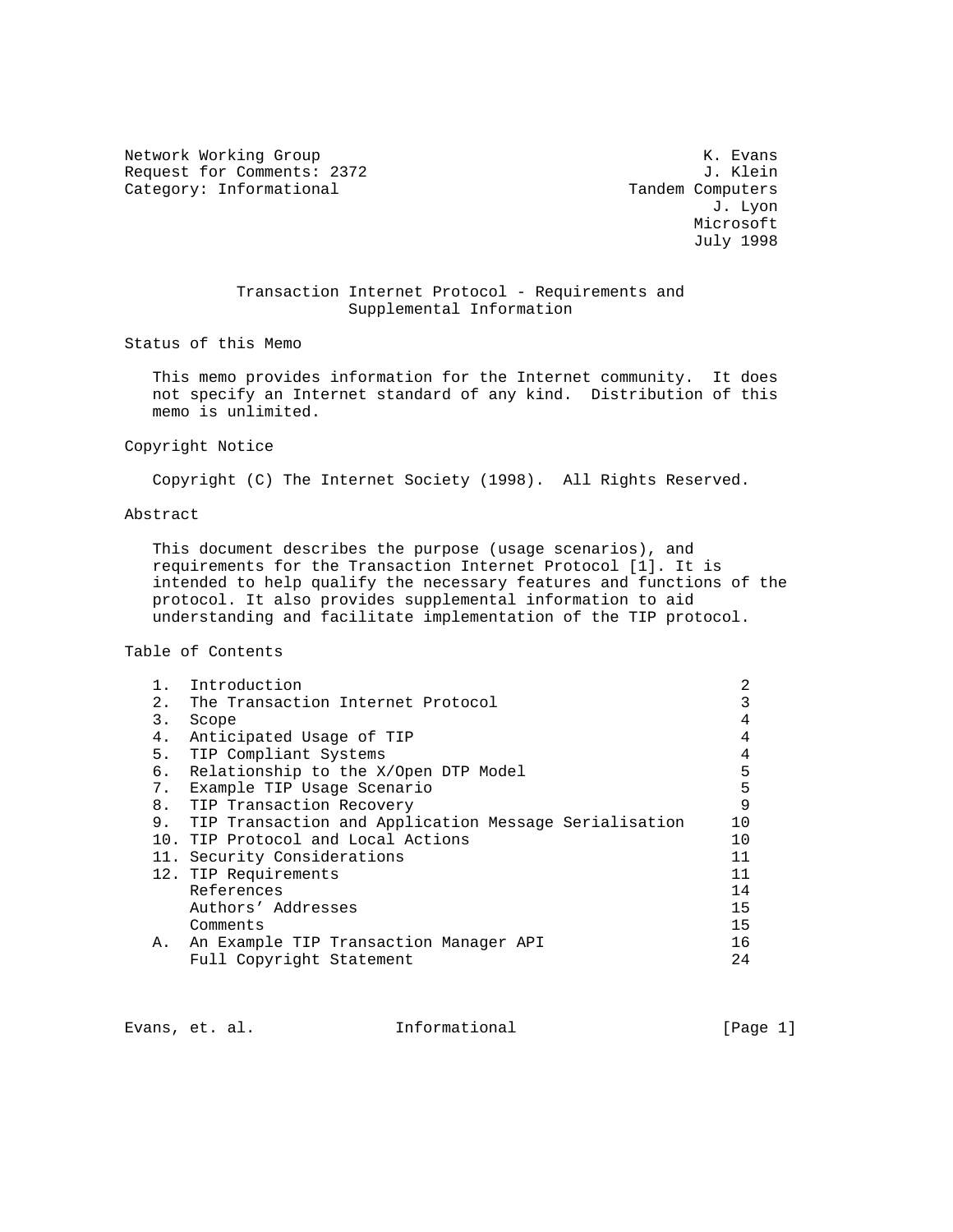Network Working Group                                           K. Evans
Request for Comments: 2372                                      J. Klein
Category: Informational                                 Tandem Computers
                                                                 J. Lyon
                                                               Microsoft
                                                               July 1998

# Transaction Internet Protocol - Requirements and Supplemental Information

## Status of this Memo

This memo provides information for the Internet community. It does not specify an Internet standard of any kind. Distribution of this memo is unlimited.

## Copyright Notice

Copyright (C) The Internet Society (1998). All Rights Reserved.

## Abstract

This document describes the purpose (usage scenarios), and requirements for the Transaction Internet Protocol [1]. It is intended to help qualify the necessary features and functions of the protocol. It also provides supplemental information to aid understanding and facilitate implementation of the TIP protocol.

## Table of Contents

| | Section | Page |
|---|---|---|
| 1. | Introduction | 2 |
| 2. | The Transaction Internet Protocol | 3 |
| 3. | Scope | 4 |
| 4. | Anticipated Usage of TIP | 4 |
| 5. | TIP Compliant Systems | 4 |
| 6. | Relationship to the X/Open DTP Model | 5 |
| 7. | Example TIP Usage Scenario | 5 |
| 8. | TIP Transaction Recovery | 9 |
| 9. | TIP Transaction and Application Message Serialisation | 10 |
| 10. | TIP Protocol and Local Actions | 10 |
| 11. | Security Considerations | 11 |
| 12. | TIP Requirements | 11 |
| | References | 14 |
| | Authors' Addresses | 15 |
| | Comments | 15 |
| A. | An Example TIP Transaction Manager API | 16 |
| | Full Copyright Statement | 24 |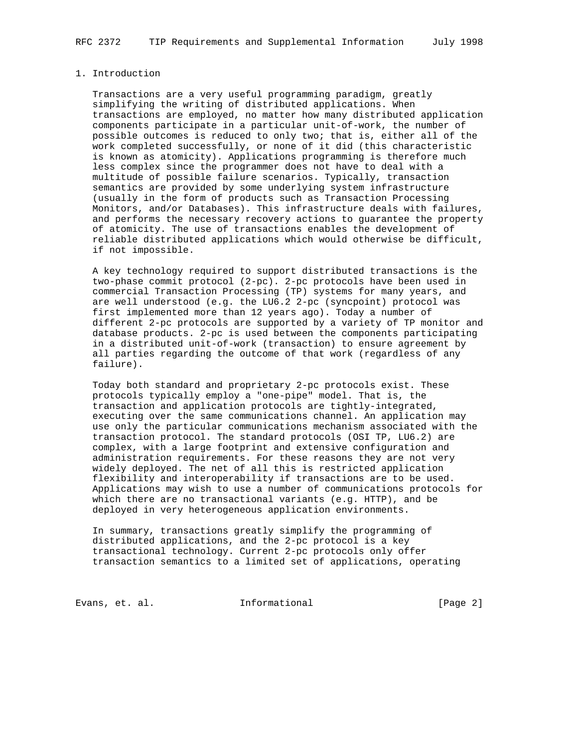# 1. Introduction

Transactions are a very useful programming paradigm, greatly simplifying the writing of distributed applications. When transactions are employed, no matter how many distributed application components participate in a particular unit-of-work, the number of possible outcomes is reduced to only two; that is, either all of the work completed successfully, or none of it did (this characteristic is known as atomicity). Applications programming is therefore much less complex since the programmer does not have to deal with a multitude of possible failure scenarios. Typically, transaction semantics are provided by some underlying system infrastructure (usually in the form of products such as Transaction Processing Monitors, and/or Databases). This infrastructure deals with failures, and performs the necessary recovery actions to guarantee the property of atomicity. The use of transactions enables the development of reliable distributed applications which would otherwise be difficult, if not impossible.

A key technology required to support distributed transactions is the two-phase commit protocol (2-pc). 2-pc protocols have been used in commercial Transaction Processing (TP) systems for many years, and are well understood (e.g. the LU6.2 2-pc (syncpoint) protocol was first implemented more than 12 years ago). Today a number of different 2-pc protocols are supported by a variety of TP monitor and database products. 2-pc is used between the components participating in a distributed unit-of-work (transaction) to ensure agreement by all parties regarding the outcome of that work (regardless of any failure).

Today both standard and proprietary 2-pc protocols exist. These protocols typically employ a "one-pipe" model. That is, the transaction and application protocols are tightly-integrated, executing over the same communications channel. An application may use only the particular communications mechanism associated with the transaction protocol. The standard protocols (OSI TP, LU6.2) are complex, with a large footprint and extensive configuration and administration requirements. For these reasons they are not very widely deployed. The net of all this is restricted application flexibility and interoperability if transactions are to be used. Applications may wish to use a number of communications protocols for which there are no transactional variants (e.g. HTTP), and be deployed in very heterogeneous application environments.

In summary, transactions greatly simplify the programming of distributed applications, and the 2-pc protocol is a key transactional technology. Current 2-pc protocols only offer transaction semantics to a limited set of applions, operating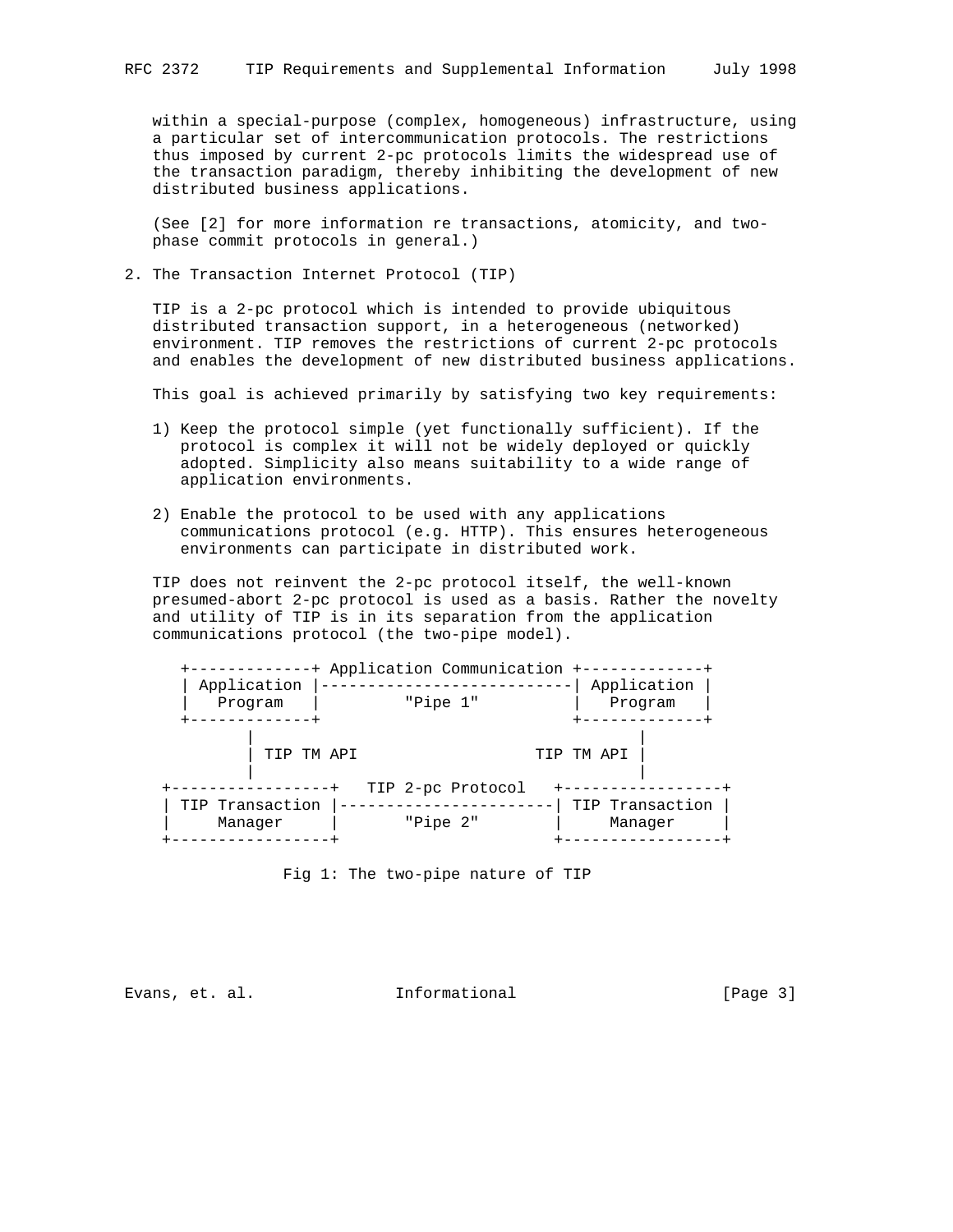within a special-purpose (complex, homogeneous) infrastructure, using a particular set of intercommunication protocols. The restrictions thus imposed by current 2-pc protocols limits the widespread use of the transaction paradigm, thereby inhibiting the development of new distributed business applications.

(See [2] for more information re transactions, atomicity, and two-phase commit protocols in general.)

## 2. The Transaction Internet Protocol (TIP)

TIP is a 2-pc protocol which is intended to provide ubiquitous distributed transaction support, in a heterogeneous (networked) environment. TIP removes the restrictions of current 2-pc protocols and enables the development of new distributed business applications.

This goal is achieved primarily by satisfying two key requirements:

1) Keep the protocol simple (yet functionally sufficient). If the protocol is complex it will not be widely deployed or quickly adopted. Simplicity also means suitability to a wide range of application environments.

2) Enable the protocol to be used with any applications communications protocol (e.g. HTTP). This ensures heterogeneous environments can participate in distributed work.

TIP does not reinvent the 2-pc protocol itself, the well-known presumed-abort 2-pc protocol is used as a basis. Rather the novelty and utility of TIP is in its separation from the application communications protocol (the two-pipe model).

```
    +-------------+ Application Communication +-------------+
    | Application |---------------------------| Application |
    |   Program   |          "Pipe 1"         |   Program   |
    +-------------+                           +-------------+
           |                                         |
           | TIP TM API                   TIP TM API |
           |                                         |
 +-----------------+   TIP 2-pc Protocol   +-----------------+
 | TIP Transaction |-----------------------| TIP Transaction |
 |     Manager     |       "Pipe 2"        |     Manager     |
 +-----------------+                       +-----------------+
```

Fig 1: The two-pipe nature of TIP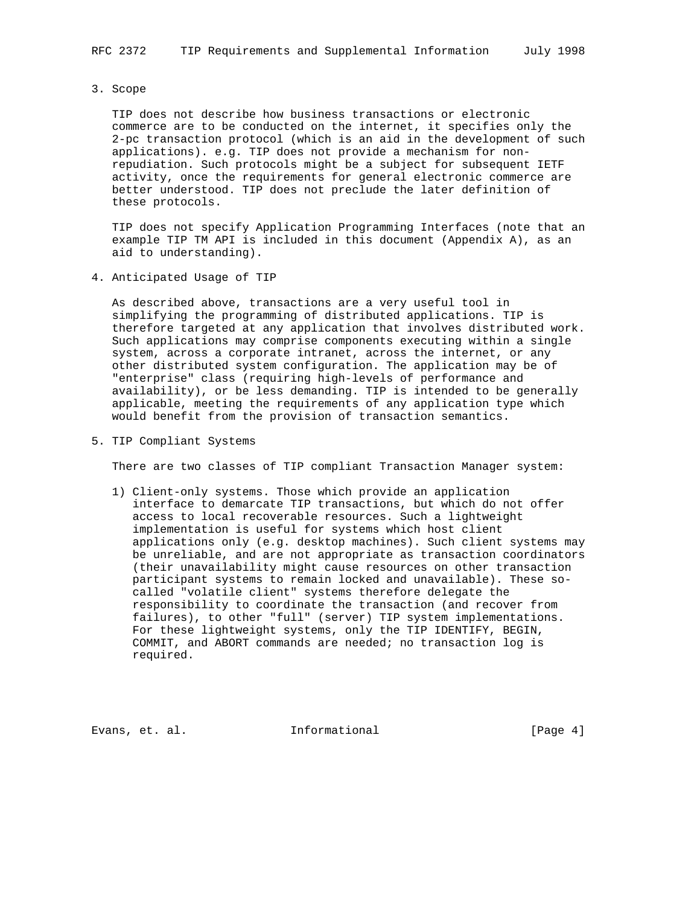## 3. Scope

TIP does not describe how business transactions or electronic commerce are to be conducted on the internet, it specifies only the 2-pc transaction protocol (which is an aid in the development of such applications). e.g. TIP does not provide a mechanism for non-repudiation. Such protocols might be a subject for subsequent IETF activity, once the requirements for general electronic commerce are better understood. TIP does not preclude the later definition of these protocols.

TIP does not specify Application Programming Interfaces (note that an example TIP TM API is included in this document (Appendix A), as an aid to understanding).

## 4. Anticipated Usage of TIP

As described above, transactions are a very useful tool in simplifying the programming of distributed applications. TIP is therefore targeted at any application that involves distributed work. Such applications may comprise components executing within a single system, across a corporate intranet, across the internet, or any other distributed system configuration. The application may be of "enterprise" class (requiring high-levels of performance and availability), or be less demanding. TIP is intended to be generally applicable, meeting the requirements of any application type which would benefit from the provision of transaction semantics.

## 5. TIP Compliant Systems

There are two classes of TIP compliant Transaction Manager system:

1) Client-only systems. Those which provide an application interface to demarcate TIP transactions, but which do not offer access to local recoverable resources. Such a lightweight implementation is useful for systems which host client applications only (e.g. desktop machines). Such client systems may be unreliable, and are not appropriate as transaction coordinators (their unavailability might cause resources on other transaction participant systems to remain locked and unavailable). These so-called "volatile client" systems therefore delegate the responsibility to coordinate the transaction (and recover from failures), to other "full" (server) TIP system implementations. For these lightweight systems, only the TIP IDENTIFY, BEGIN, COMMIT, and ABORT commands are needed; no transaction log is required.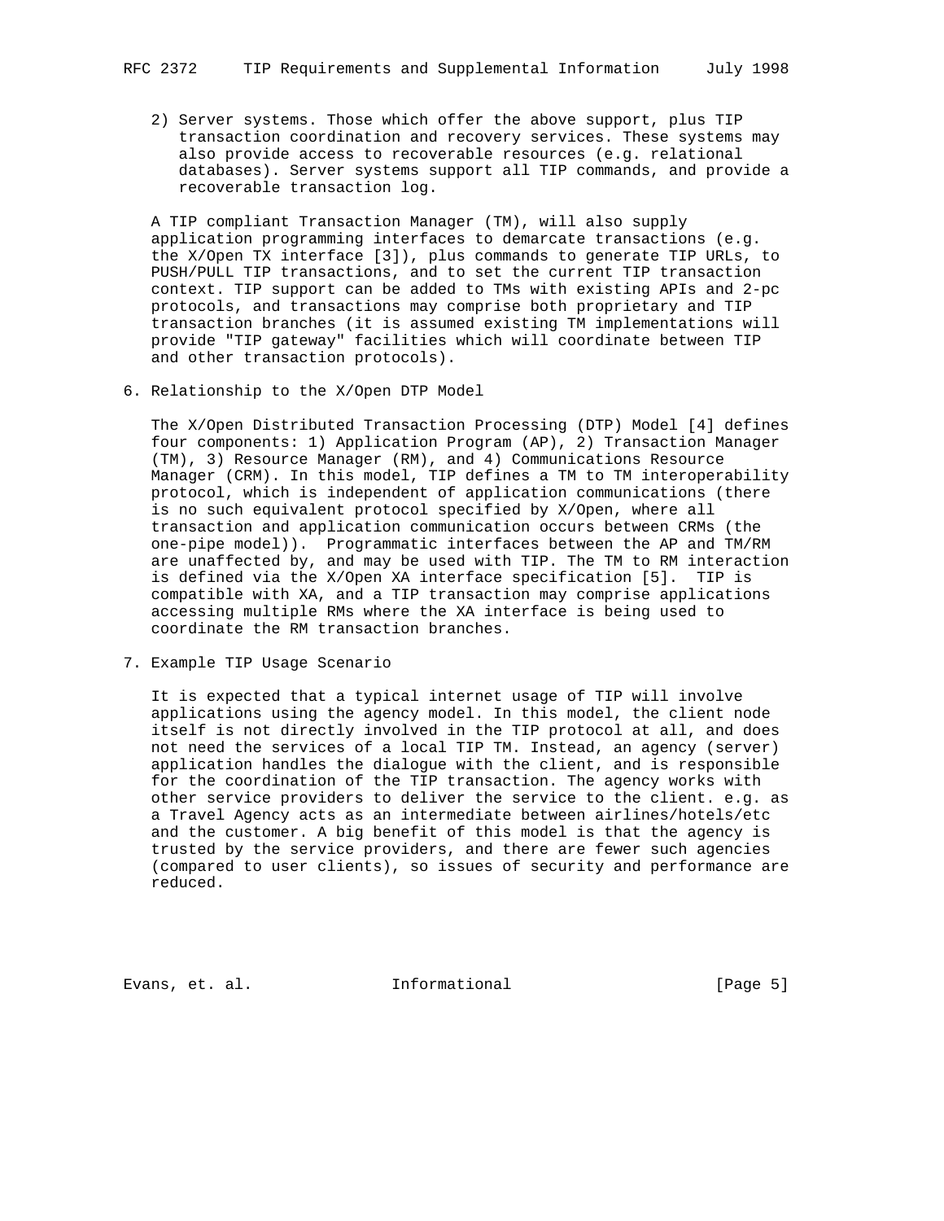2) Server systems. Those which offer the above support, plus TIP transaction coordination and recovery services. These systems may also provide access to recoverable resources (e.g. relational databases). Server systems support all TIP commands, and provide a recoverable transaction log.

A TIP compliant Transaction Manager (TM), will also supply application programming interfaces to demarcate transactions (e.g. the X/Open TX interface [3]), plus commands to generate TIP URLs, to PUSH/PULL TIP transactions, and to set the current TIP transaction context. TIP support can be added to TMs with existing APIs and 2-pc protocols, and transactions may comprise both proprietary and TIP transaction branches (it is assumed existing TM implementations will provide "TIP gateway" facilities which will coordinate between TIP and other transaction protocols).

## 6. Relationship to the X/Open DTP Model

The X/Open Distributed Transaction Processing (DTP) Model [4] defines four components: 1) Application Program (AP), 2) Transaction Manager (TM), 3) Resource Manager (RM), and 4) Communications Resource Manager (CRM). In this model, TIP defines a TM to TM interoperability protocol, which is independent of application communications (there is no such equivalent protocol specified by X/Open, where all transaction and application communication occurs between CRMs (the one-pipe model)). Programmatic interfaces between the AP and TM/RM are unaffected by, and may be used with TIP. The TM to RM interaction is defined via the X/Open XA interface specification [5]. TIP is compatible with XA, and a TIP transaction may comprise applications accessing multiple RMs where the XA interface is being used to coordinate the RM transaction branches.

## 7. Example TIP Usage Scenario

It is expected that a typical internet usage of TIP will involve applications using the agency model. In this model, the client node itself is not directly involved in the TIP protocol at all, and does not need the services of a local TIP TM. Instead, an agency (server) application handles the dialogue with the client, and is responsible for the coordination of the TIP transaction. The agency works with other service providers to deliver the service to the client. e.g. as a Travel Agency acts as an intermediate between airlines/hotels/etc and the customer. A big benefit of this model is that the agency is trusted by the service providers, and there are fewer such agencies (compared to user clients), so issues of security and performance are reduced.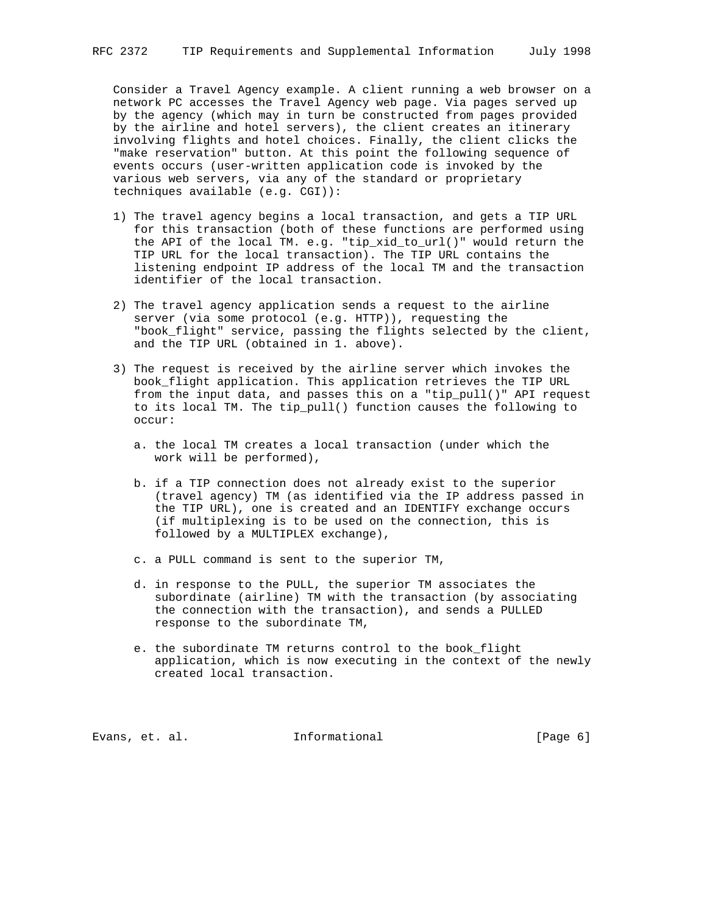Consider a Travel Agency example. A client running a web browser on a network PC accesses the Travel Agency web page. Via pages served up by the agency (which may in turn be constructed from pages provided by the airline and hotel servers), the client creates an itinerary involving flights and hotel choices. Finally, the client clicks the "make reservation" button. At this point the following sequence of events occurs (user-written application code is invoked by the various web servers, via any of the standard or proprietary techniques available (e.g. CGI)):

1) The travel agency begins a local transaction, and gets a TIP URL for this transaction (both of these functions are performed using the API of the local TM. e.g. "tip_xid_to_url()" would return the TIP URL for the local transaction). The TIP URL contains the listening endpoint IP address of the local TM and the transaction identifier of the local transaction.

2) The travel agency application sends a request to the airline server (via some protocol (e.g. HTTP)), requesting the "book_flight" service, passing the flights selected by the client, and the TIP URL (obtained in 1. above).

3) The request is received by the airline server which invokes the book_flight application. This application retrieves the TIP URL from the input data, and passes this on a "tip_pull()" API request to its local TM. The tip_pull() function causes the following to occur:

   a. the local TM creates a local transaction (under which the work will be performed),

   b. if a TIP connection does not already exist to the superior (travel agency) TM (as identified via the IP address passed in the TIP URL), one is created and an IDENTIFY exchange occurs (if multiplexing is to be used on the connection, this is followed by a MULTIPLEX exchange),

   c. a PULL command is sent to the superior TM,

   d. in response to the PULL, the superior TM associates the subordinate (airline) TM with the transaction (by associating the connection with the transaction), and sends a PULLED response to the subordinate TM,

   e. the subordinate TM returns control to the book_flight application, which is now executing in the context of the newly created local transaction.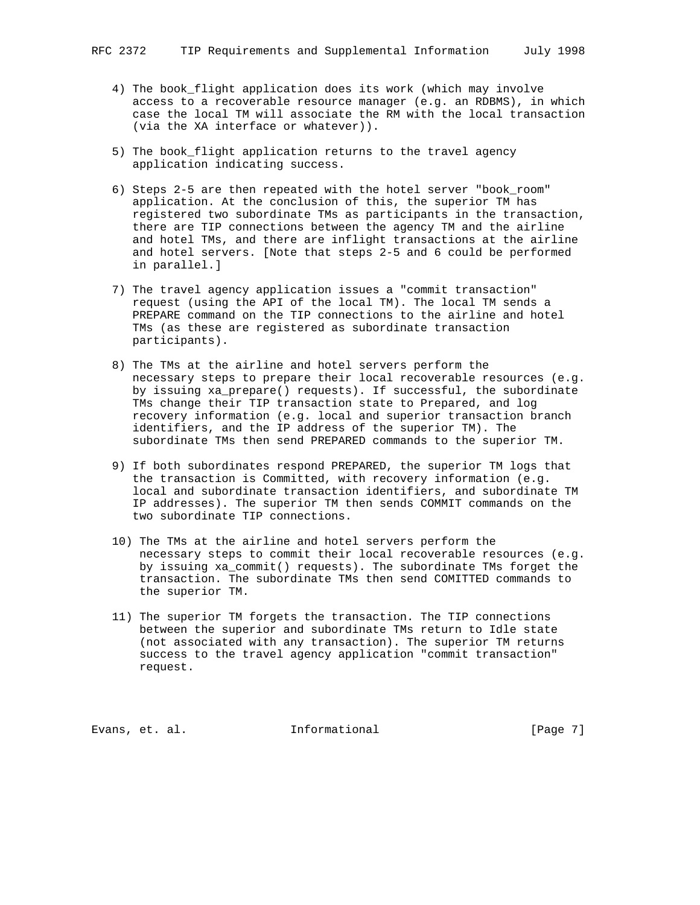4) The book_flight application does its work (which may involve access to a recoverable resource manager (e.g. an RDBMS), in which case the local TM will associate the RM with the local transaction (via the XA interface or whatever)).

5) The book_flight application returns to the travel agency application indicating success.

6) Steps 2-5 are then repeated with the hotel server "book_room" application. At the conclusion of this, the superior TM has registered two subordinate TMs as participants in the transaction, there are TIP connections between the agency TM and the airline and hotel TMs, and there are inflight transactions at the airline and hotel servers. [Note that steps 2-5 and 6 could be performed in parallel.]

7) The travel agency application issues a "commit transaction" request (using the API of the local TM). The local TM sends a PREPARE command on the TIP connections to the airline and hotel TMs (as these are registered as subordinate transaction participants).

8) The TMs at the airline and hotel servers perform the necessary steps to prepare their local recoverable resources (e.g. by issuing xa_prepare() requests). If successful, the subordinate TMs change their TIP transaction state to Prepared, and log recovery information (e.g. local and superior transaction branch identifiers, and the IP address of the superior TM). The subordinate TMs then send PREPARED commands to the superior TM.

9) If both subordinates respond PREPARED, the superior TM logs that the transaction is Committed, with recovery information (e.g. local and subordinate transaction identifiers, and subordinate TM IP addresses). The superior TM then sends COMMIT commands on the two subordinate TIP connections.

10) The TMs at the airline and hotel servers perform the necessary steps to commit their local recoverable resources (e.g. by issuing xa_commit() requests). The subordinate TMs forget the transaction. The subordinate TMs then send COMITTED commands to the superior TM.

11) The superior TM forgets the transaction. The TIP connections between the superior and subordinate TMs return to Idle state (not associated with any transaction). The superior TM returns success to the travel agency application "commit transaction" request.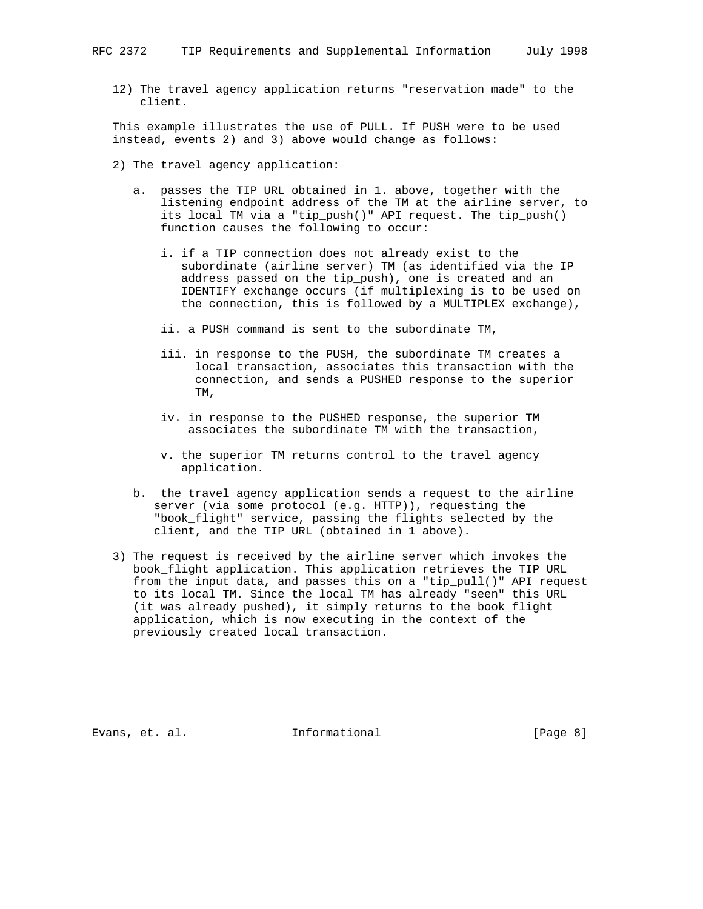12) The travel agency application returns "reservation made" to the client.

This example illustrates the use of PULL. If PUSH were to be used instead, events 2) and 3) above would change as follows:

2) The travel agency application:

   a. passes the TIP URL obtained in 1. above, together with the listening endpoint address of the TM at the airline server, to its local TM via a "tip_push()" API request. The tip_push() function causes the following to occur:

      i. if a TIP connection does not already exist to the subordinate (airline server) TM (as identified via the IP address passed on the tip_push), one is created and an IDENTIFY exchange occurs (if multiplexing is to be used on the connection, this is followed by a MULTIPLEX exchange),

      ii. a PUSH command is sent to the subordinate TM,

      iii. in response to the PUSH, the subordinate TM creates a local transaction, associates this transaction with the connection, and sends a PUSHED response to the superior TM,

      iv. in response to the PUSHED response, the superior TM associates the subordinate TM with the transaction,

      v. the superior TM returns control to the travel agency application.

   b. the travel agency application sends a request to the airline server (via some protocol (e.g. HTTP)), requesting the "book_flight" service, passing the flights selected by the client, and the TIP URL (obtained in 1 above).

3) The request is received by the airline server which invokes the book_flight application. This application retrieves the TIP URL from the input data, and passes this on a "tip_pull()" API request to its local TM. Since the local TM has already "seen" this URL (it was already pushed), it simply returns to the book_flight application, which is now executing in the context of the previously created local transaction.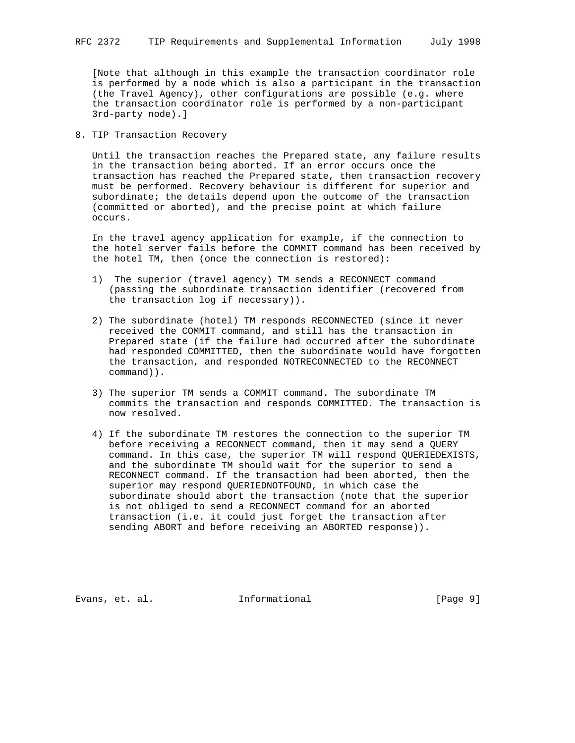[Note that although in this example the transaction coordinator role is performed by a node which is also a participant in the transaction (the Travel Agency), other configurations are possible (e.g. where the transaction coordinator role is performed by a non-participant 3rd-party node).]

## 8. TIP Transaction Recovery

Until the transaction reaches the Prepared state, any failure results in the transaction being aborted. If an error occurs once the transaction has reached the Prepared state, then transaction recovery must be performed. Recovery behaviour is different for superior and subordinate; the details depend upon the outcome of the transaction (committed or aborted), and the precise point at which failure occurs.

In the travel agency application for example, if the connection to the hotel server fails before the COMMIT command has been received by the hotel TM, then (once the connection is restored):

1) The superior (travel agency) TM sends a RECONNECT command (passing the subordinate transaction identifier (recovered from the transaction log if necessary)).

2) The subordinate (hotel) TM responds RECONNECTED (since it never received the COMMIT command, and still has the transaction in Prepared state (if the failure had occurred after the subordinate had responded COMMITTED, then the subordinate would have forgotten the transaction, and responded NOTRECONNECTED to the RECONNECT command)).

3) The superior TM sends a COMMIT command. The subordinate TM commits the transaction and responds COMMITTED. The transaction is now resolved.

4) If the subordinate TM restores the connection to the superior TM before receiving a RECONNECT command, then it may send a QUERY command. In this case, the superior TM will respond QUERIEDEXISTS, and the subordinate TM should wait for the superior to send a RECONNECT command. If the transaction had been aborted, then the superior may respond QUERIEDNOTFOUND, in which case the subordinate should abort the transaction (note that the superior is not obliged to send a RECONNECT command for an aborted transaction (i.e. it could just forget the transaction after sending ABORT and before receiving an ABORTED response)).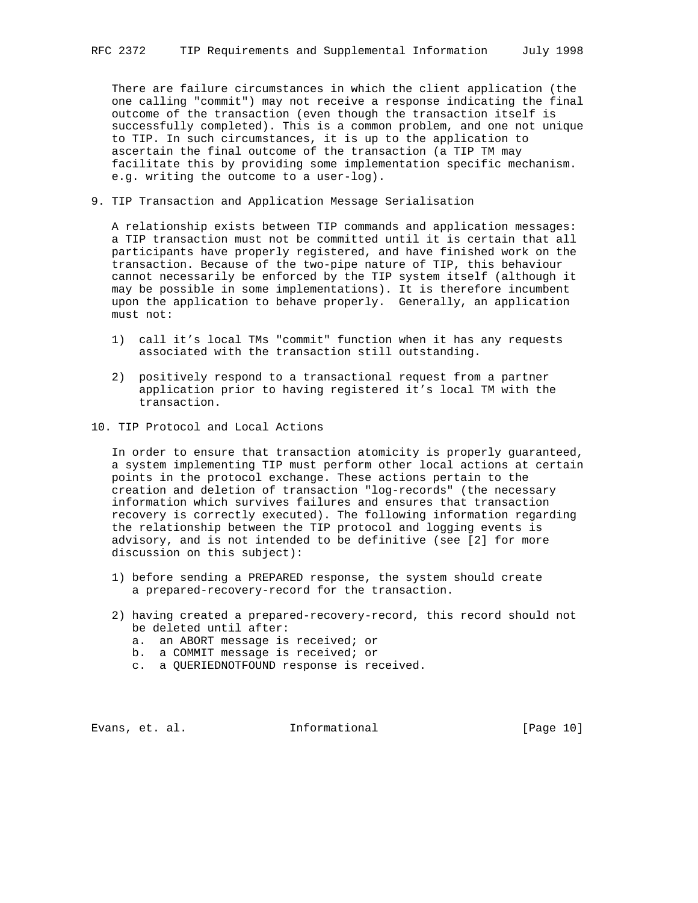There are failure circumstances in which the client application (the one calling "commit") may not receive a response indicating the final outcome of the transaction (even though the transaction itself is successfully completed). This is a common problem, and one not unique to TIP. In such circumstances, it is up to the application to ascertain the final outcome of the transaction (a TIP TM may facilitate this by providing some implementation specific mechanism. e.g. writing the outcome to a user-log).

## 9. TIP Transaction and Application Message Serialisation

A relationship exists between TIP commands and application messages: a TIP transaction must not be committed until it is certain that all participants have properly registered, and have finished work on the transaction. Because of the two-pipe nature of TIP, this behaviour cannot necessarily be enforced by the TIP system itself (although it may be possible in some implementations). It is therefore incumbent upon the application to behave properly. Generally, an application must not:

1) call it's local TMs "commit" function when it has any requests associated with the transaction still outstanding.

2) positively respond to a transactional request from a partner application prior to having registered it's local TM with the transaction.

## 10. TIP Protocol and Local Actions

In order to ensure that transaction atomicity is properly guaranteed, a system implementing TIP must perform other local actions at certain points in the protocol exchange. These actions pertain to the creation and deletion of transaction "log-records" (the necessary information which survives failures and ensures that transaction recovery is correctly executed). The following information regarding the relationship between the TIP protocol and logging events is advisory, and is not intended to be definitive (see [2] for more discussion on this subject):

1) before sending a PREPARED response, the system should create a prepared-recovery-record for the transaction.

2) having created a prepared-recovery-record, this record should not be deleted until after:
   a. an ABORT message is received; or
   b. a COMMIT message is received; or
   c. a QUERIEDNOTFOUND response is received.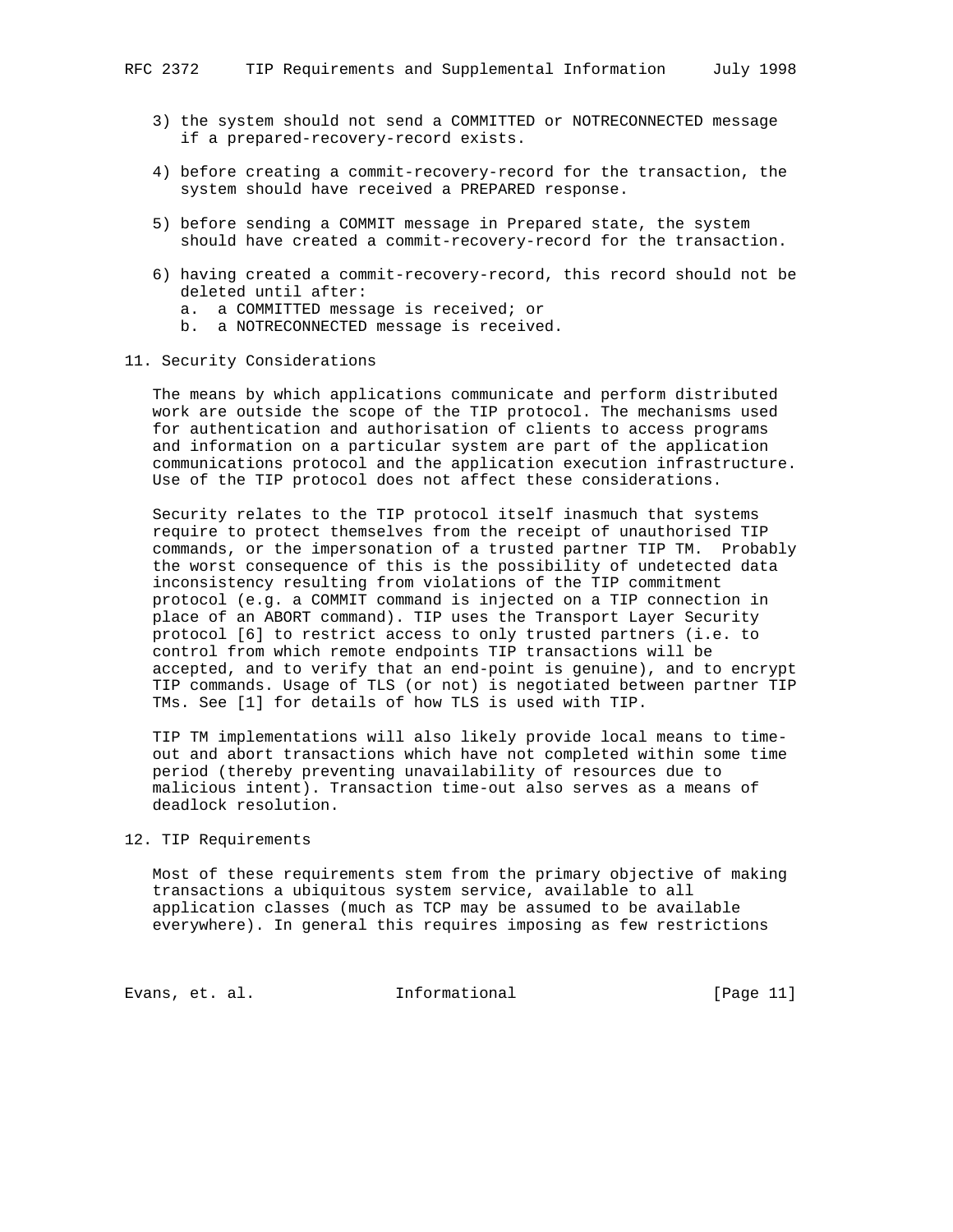3) the system should not send a COMMITTED or NOTRECONNECTED message if a prepared-recovery-record exists.

4) before creating a commit-recovery-record for the transaction, the system should have received a PREPARED response.

5) before sending a COMMIT message in Prepared state, the system should have created a commit-recovery-record for the transaction.

6) having created a commit-recovery-record, this record should not be deleted until after:
   a. a COMMITTED message is received; or
   b. a NOTRECONNECTED message is received.

## 11. Security Considerations

The means by which applications communicate and perform distributed work are outside the scope of the TIP protocol. The mechanisms used for authentication and authorisation of clients to access programs and information on a particular system are part of the application communications protocol and the application execution infrastructure. Use of the TIP protocol does not affect these considerations.

Security relates to the TIP protocol itself inasmuch that systems require to protect themselves from the receipt of unauthorised TIP commands, or the impersonation of a trusted partner TIP TM. Probably the worst consequence of this is the possibility of undetected data inconsistency resulting from violations of the TIP commitment protocol (e.g. a COMMIT command is injected on a TIP connection in place of an ABORT command). TIP uses the Transport Layer Security protocol [6] to restrict access to only trusted partners (i.e. to control from which remote endpoints TIP transactions will be accepted, and to verify that an end-point is genuine), and to encrypt TIP commands. Usage of TLS (or not) is negotiated between partner TIP TMs. See [1] for details of how TLS is used with TIP.

TIP TM implementations will also likely provide local means to time-out and abort transactions which have not completed within some time period (thereby preventing unavailability of resources due to malicious intent). Transaction time-out also serves as a means of deadlock resolution.

## 12. TIP Requirements

Most of these requirements stem from the primary objective of making transactions a ubiquitous system service, available to all application classes (much as TCP may be assumed to be available everywhere). In general this requires imposing as few restrictions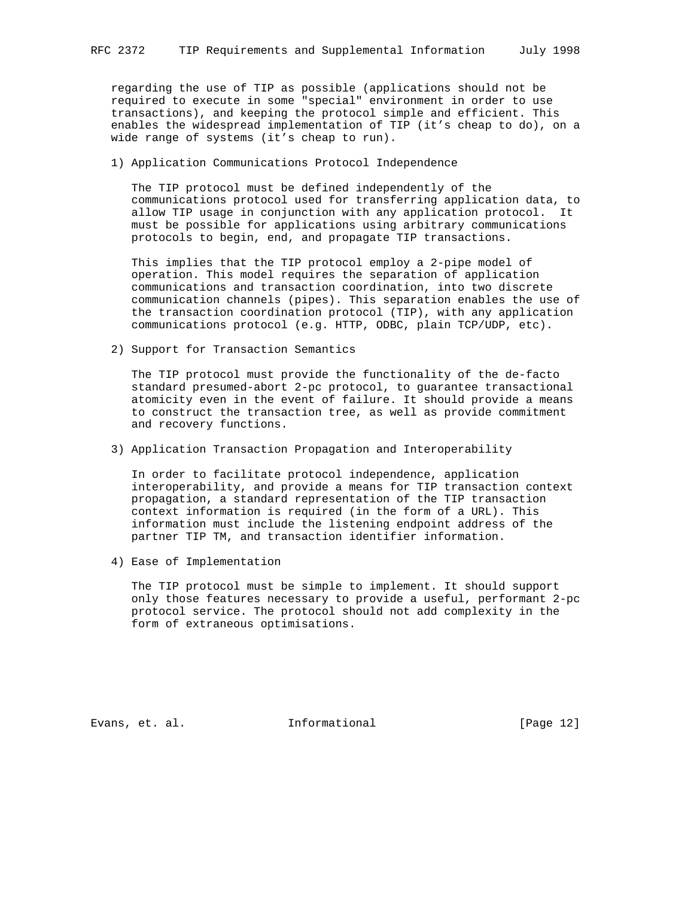regarding the use of TIP as possible (applications should not be required to execute in some "special" environment in order to use transactions), and keeping the protocol simple and efficient. This enables the widespread implementation of TIP (it’s cheap to do), on a wide range of systems (it’s cheap to run).

1) Application Communications Protocol Independence

   The TIP protocol must be defined independently of the communications protocol used for transferring application data, to allow TIP usage in conjunction with any application protocol. It must be possible for applications using arbitrary communications protocols to begin, end, and propagate TIP transactions.

   This implies that the TIP protocol employ a 2-pipe model of operation. This model requires the separation of application communications and transaction coordination, into two discrete communication channels (pipes). This separation enables the use of the transaction coordination protocol (TIP), with any application communications protocol (e.g. HTTP, ODBC, plain TCP/UDP, etc).

2) Support for Transaction Semantics

   The TIP protocol must provide the functionality of the de-facto standard presumed-abort 2-pc protocol, to guarantee transactional atomicity even in the event of failure. It should provide a means to construct the transaction tree, as well as provide commitment and recovery functions.

3) Application Transaction Propagation and Interoperability

   In order to facilitate protocol independence, application interoperability, and provide a means for TIP transaction context propagation, a standard representation of the TIP transaction context information is required (in the form of a URL). This information must include the listening endpoint address of the partner TIP TM, and transaction identifier information.

4) Ease of Implementation

   The TIP protocol must be simple to implement. It should support only those features necessary to provide a useful, performant 2-pc protocol service. The protocol should not add complexity in the form of extraneous optimisations.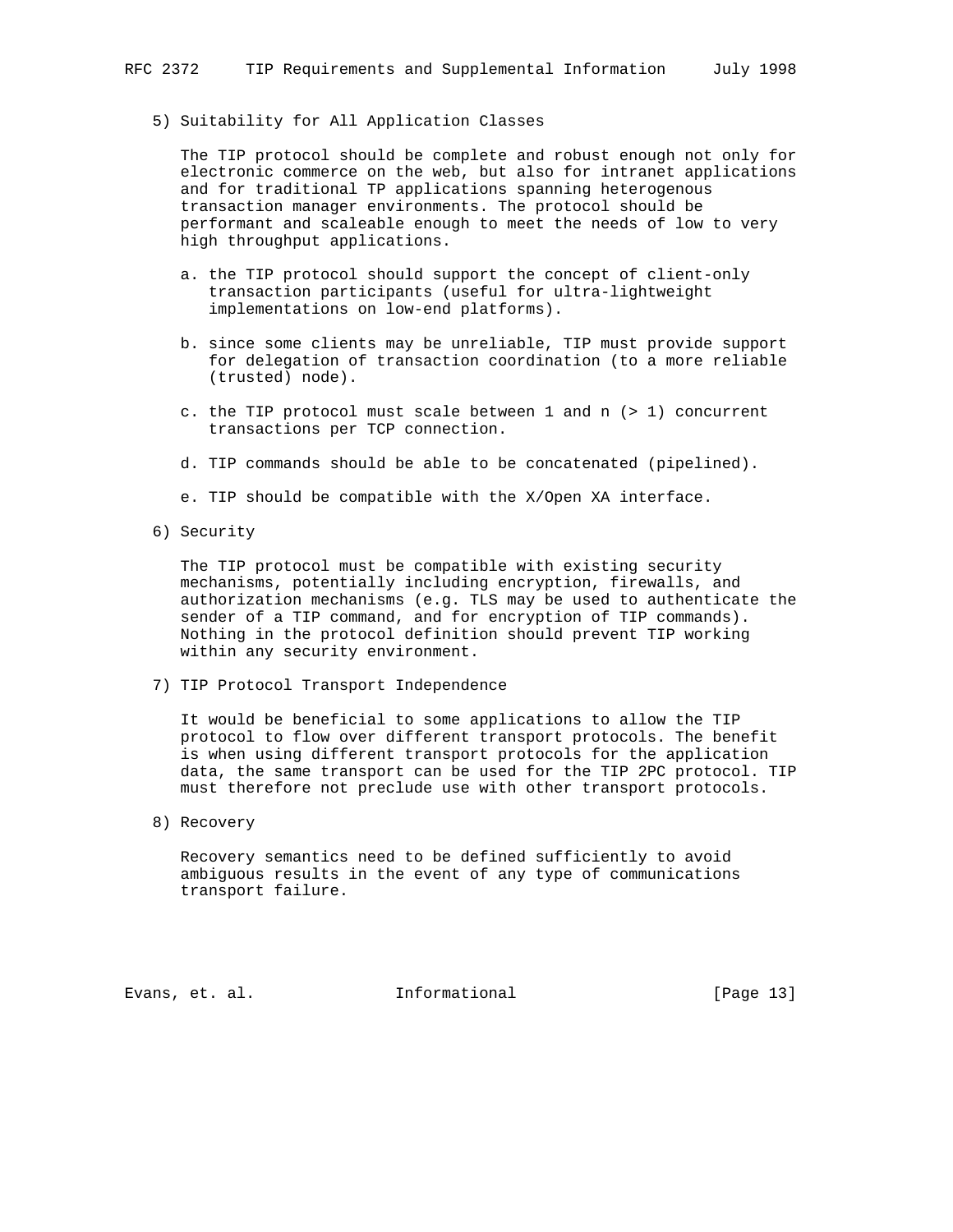5) Suitability for All Application Classes

The TIP protocol should be complete and robust enough not only for electronic commerce on the web, but also for intranet applications and for traditional TP applications spanning heterogenous transaction manager environments. The protocol should be performant and scaleable enough to meet the needs of low to very high throughput applications.

a. the TIP protocol should support the concept of client-only transaction participants (useful for ultra-lightweight implementations on low-end platforms).

b. since some clients may be unreliable, TIP must provide support for delegation of transaction coordination (to a more reliable (trusted) node).

c. the TIP protocol must scale between 1 and n (> 1) concurrent transactions per TCP connection.

d. TIP commands should be able to be concatenated (pipelined).

e. TIP should be compatible with the X/Open XA interface.

6) Security

The TIP protocol must be compatible with existing security mechanisms, potentially including encryption, firewalls, and authorization mechanisms (e.g. TLS may be used to authenticate the sender of a TIP command, and for encryption of TIP commands). Nothing in the protocol definition should prevent TIP working within any security environment.

7) TIP Protocol Transport Independence

It would be beneficial to some applications to allow the TIP protocol to flow over different transport protocols. The benefit is when using different transport protocols for the application data, the same transport can be used for the TIP 2PC protocol. TIP must therefore not preclude use with other transport protocols.

8) Recovery

Recovery semantics need to be defined sufficiently to avoid ambiguous results in the event of any type of communications transport failure.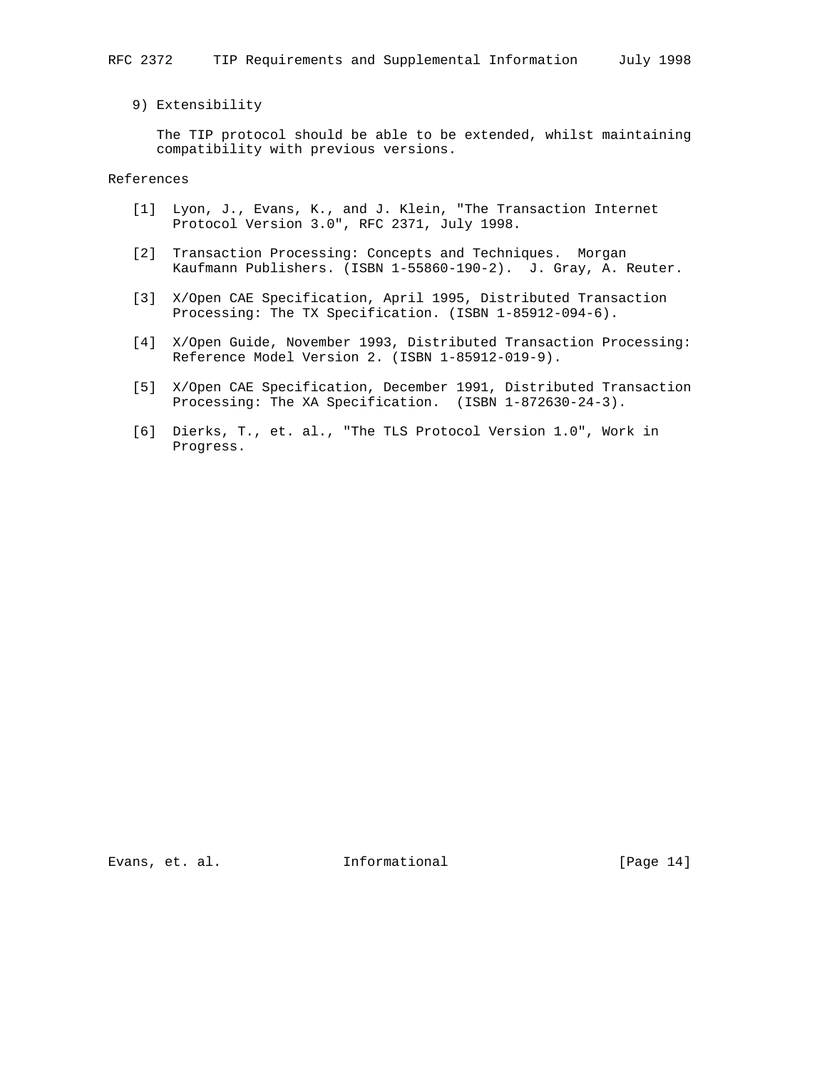9) Extensibility

The TIP protocol should be able to be extended, whilst maintaining compatibility with previous versions.

## References

[1] Lyon, J., Evans, K., and J. Klein, "The Transaction Internet Protocol Version 3.0", RFC 2371, July 1998.

[2] Transaction Processing: Concepts and Techniques. Morgan Kaufmann Publishers. (ISBN 1-55860-190-2). J. Gray, A. Reuter.

[3] X/Open CAE Specification, April 1995, Distributed Transaction Processing: The TX Specification. (ISBN 1-85912-094-6).

[4] X/Open Guide, November 1993, Distributed Transaction Processing: Reference Model Version 2. (ISBN 1-85912-019-9).

[5] X/Open CAE Specification, December 1991, Distributed Transaction Processing: The XA Specification. (ISBN 1-872630-24-3).

[6] Dierks, T., et. al., "The TLS Protocol Version 1.0", Work in Progress.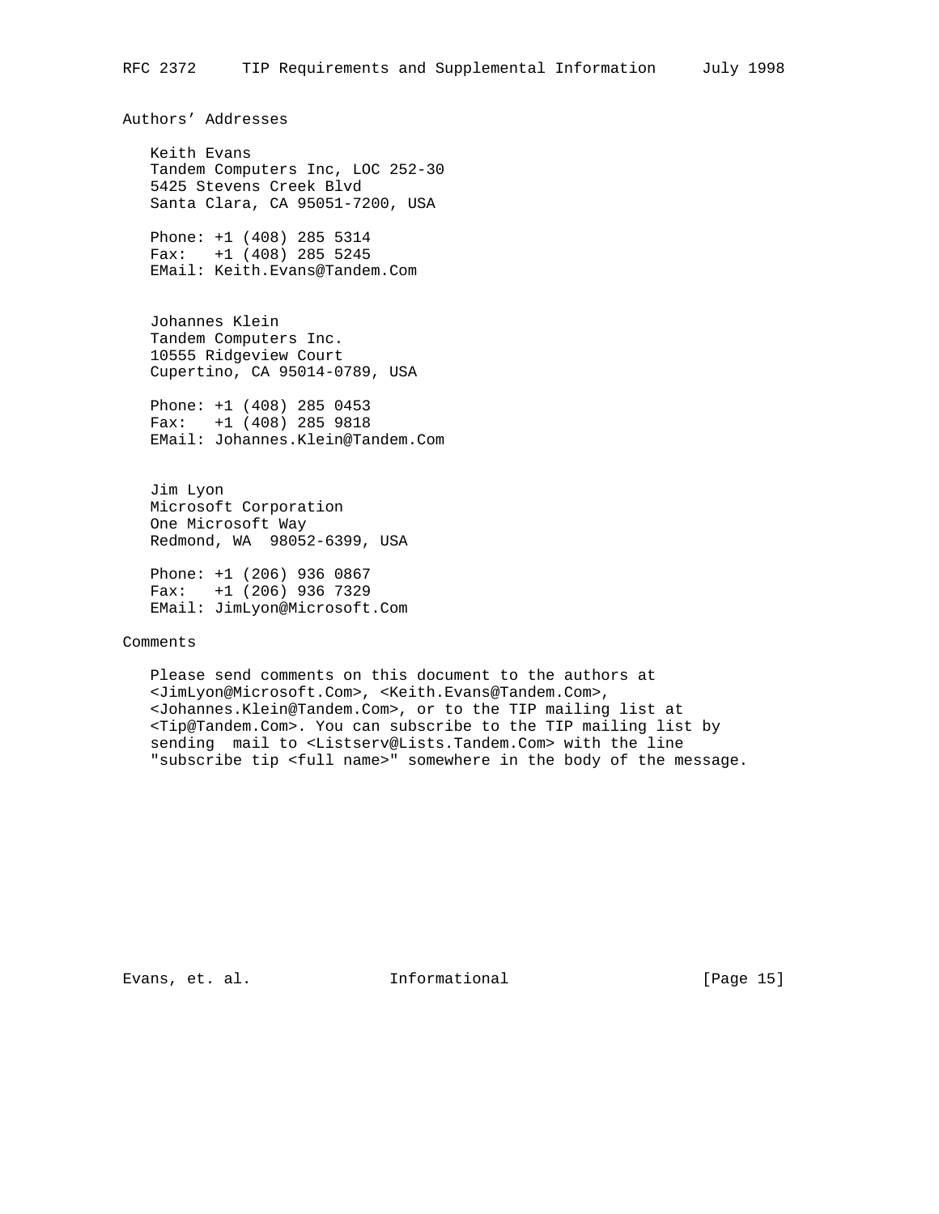## Authors' Addresses

Keith Evans
Tandem Computers Inc, LOC 252-30
5425 Stevens Creek Blvd
Santa Clara, CA 95051-7200, USA

Phone: +1 (408) 285 5314
Fax: +1 (408) 285 5245
EMail: Keith.Evans@Tandem.Com

Johannes Klein
Tandem Computers Inc.
10555 Ridgeview Court
Cupertino, CA 95014-0789, USA

Phone: +1 (408) 285 0453
Fax: +1 (408) 285 9818
EMail: Johannes.Klein@Tandem.Com

Jim Lyon
Microsoft Corporation
One Microsoft Way
Redmond, WA 98052-6399, USA

Phone: +1 (206) 936 0867
Fax: +1 (206) 936 7329
EMail: JimLyon@Microsoft.Com

## Comments

Please send comments on this document to the authors at <JimLyon@Microsoft.Com>, <Keith.Evans@Tandem.Com>, <Johannes.Klein@Tandem.Com>, or to the TIP mailing list at <Tip@Tandem.Com>. You can subscribe to the TIP mailing list by sending mail to <Listserv@Lists.Tandem.Com> with the line "subscribe tip <full name>" somewhere in the body of the message.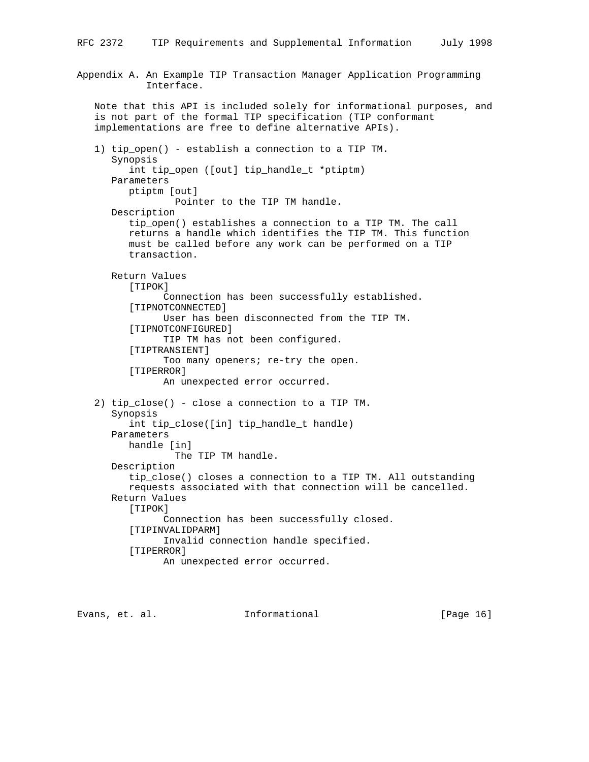## Appendix A. An Example TIP Transaction Manager Application Programming Interface.

Note that this API is included solely for informational purposes, and is not part of the formal TIP specification (TIP conformant implementations are free to define alternative APIs).

1) tip_open() - establish a connection to a TIP TM.

   Synopsis

   ```
   int tip_open ([out] tip_handle_t *ptiptm)
   ```

   Parameters

   ptiptm [out]
   : Pointer to the TIP TM handle.

   Description

   tip_open() establishes a connection to a TIP TM. The call returns a handle which identifies the TIP TM. This function must be called before any work can be performed on a TIP transaction.

   Return Values

   [TIPOK]
   : Connection has been successfully established.

   [TIPNOTCONNECTED]
   : User has been disconnected from the TIP TM.

   [TIPNOTCONFIGURED]
   : TIP TM has not been configured.

   [TIPTRANSIENT]
   : Too many openers; re-try the open.

   [TIPERROR]
   : An unexpected error occurred.

2) tip_close() - close a connection to a TIP TM.

   Synopsis

   ```
   int tip_close([in] tip_handle_t handle)
   ```

   Parameters

   handle [in]
   : The TIP TM handle.

   Description

   tip_close() closes a connection to a TIP TM. All outstanding requests associated with that connection will be cancelled.

   Return Values

   [TIPOK]
   : Connection has been successfully closed.

   [TIPINVALIDPARM]
   : Invalid connection handle specified.

   [TIPERROR]
   : An unexpected error occurred.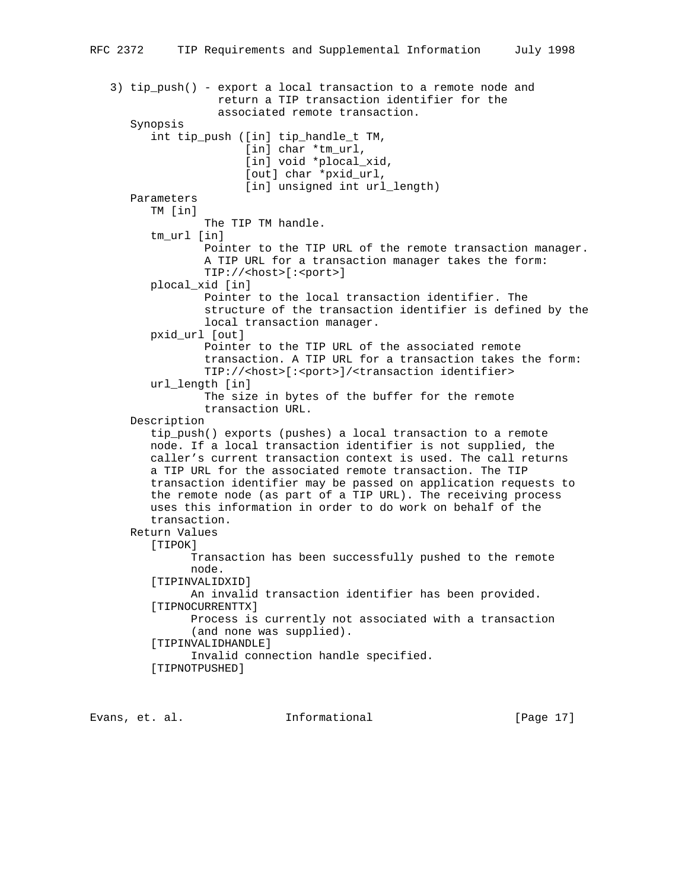3) tip_push() - export a local transaction to a remote node and return a TIP transaction identifier for the associated remote transaction.

Synopsis

```
int tip_push ([in] tip_handle_t TM,
              [in] char *tm_url,
              [in] void *plocal_xid,
              [out] char *pxid_url,
              [in] unsigned int url_length)
```

Parameters

TM [in]
: The TIP TM handle.

tm_url [in]
: Pointer to the TIP URL of the remote transaction manager. A TIP URL for a transaction manager takes the form: TIP://<host>[:<port>]

plocal_xid [in]
: Pointer to the local transaction identifier. The structure of the transaction identifier is defined by the local transaction manager.

pxid_url [out]
: Pointer to the TIP URL of the associated remote transaction. A TIP URL for a transaction takes the form: TIP://<host>[:<port>]/<transaction identifier>

url_length [in]
: The size in bytes of the buffer for the remote transaction URL.

Description

tip_push() exports (pushes) a local transaction to a remote node. If a local transaction identifier is not supplied, the caller’s current transaction context is used. The call returns a TIP URL for the associated remote transaction. The TIP transaction identifier may be passed on application requests to the remote node (as part of a TIP URL). The receiving process uses this information in order to do work on behalf of the transaction.

Return Values

[TIPOK]
: Transaction has been successfully pushed to the remote node.

[TIPINVALIDXID]
: An invalid transaction identifier has been provided.

[TIPNOCURRENTTX]
: Process is currently not associated with a transaction (and none was supplied).

[TIPINVALIDHANDLE]
: Invalid connection handle specified.

[TIPNOTPUSHED]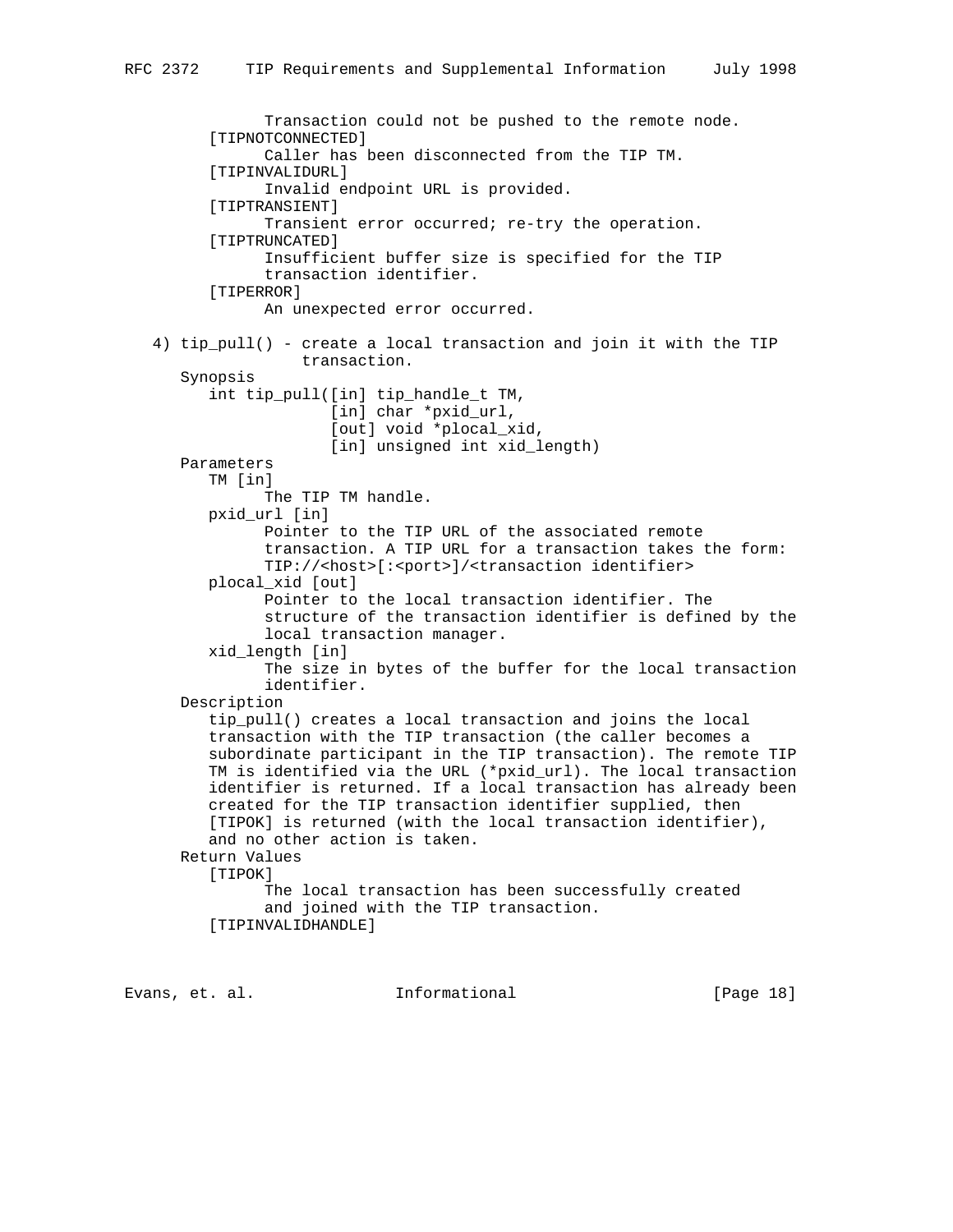Transaction could not be pushed to the remote node.

[TIPNOTCONNECTED]
Caller has been disconnected from the TIP TM.

[TIPINVALIDURL]
Invalid endpoint URL is provided.

[TIPTRANSIENT]
Transient error occurred; re-try the operation.

[TIPTRUNCATED]
Insufficient buffer size is specified for the TIP transaction identifier.

[TIPERROR]
An unexpected error occurred.

4) tip_pull() - create a local transaction and join it with the TIP transaction.

Synopsis

```
int tip_pull([in] tip_handle_t TM,
             [in] char *pxid_url,
             [out] void *plocal_xid,
             [in] unsigned int xid_length)
```

Parameters

TM [in]
The TIP TM handle.

pxid_url [in]
Pointer to the TIP URL of the associated remote transaction. A TIP URL for a transaction takes the form:
TIP://<host>[:<port>]/<transaction identifier>

plocal_xid [out]
Pointer to the local transaction identifier. The structure of the transaction identifier is defined by the local transaction manager.

xid_length [in]
The size in bytes of the buffer for the local transaction identifier.

Description

tip_pull() creates a local transaction and joins the local transaction with the TIP transaction (the caller becomes a subordinate participant in the TIP transaction). The remote TIP TM is identified via the URL (*pxid_url). The local transaction identifier is returned. If a local transaction has already been created for the TIP transaction identifier supplied, then [TIPOK] is returned (with the local transaction identifier), and no other action is taken.

Return Values

[TIPOK]
The local transaction has been successfully created and joined with the TIP transaction.

[TIPINVALIDHANDLE]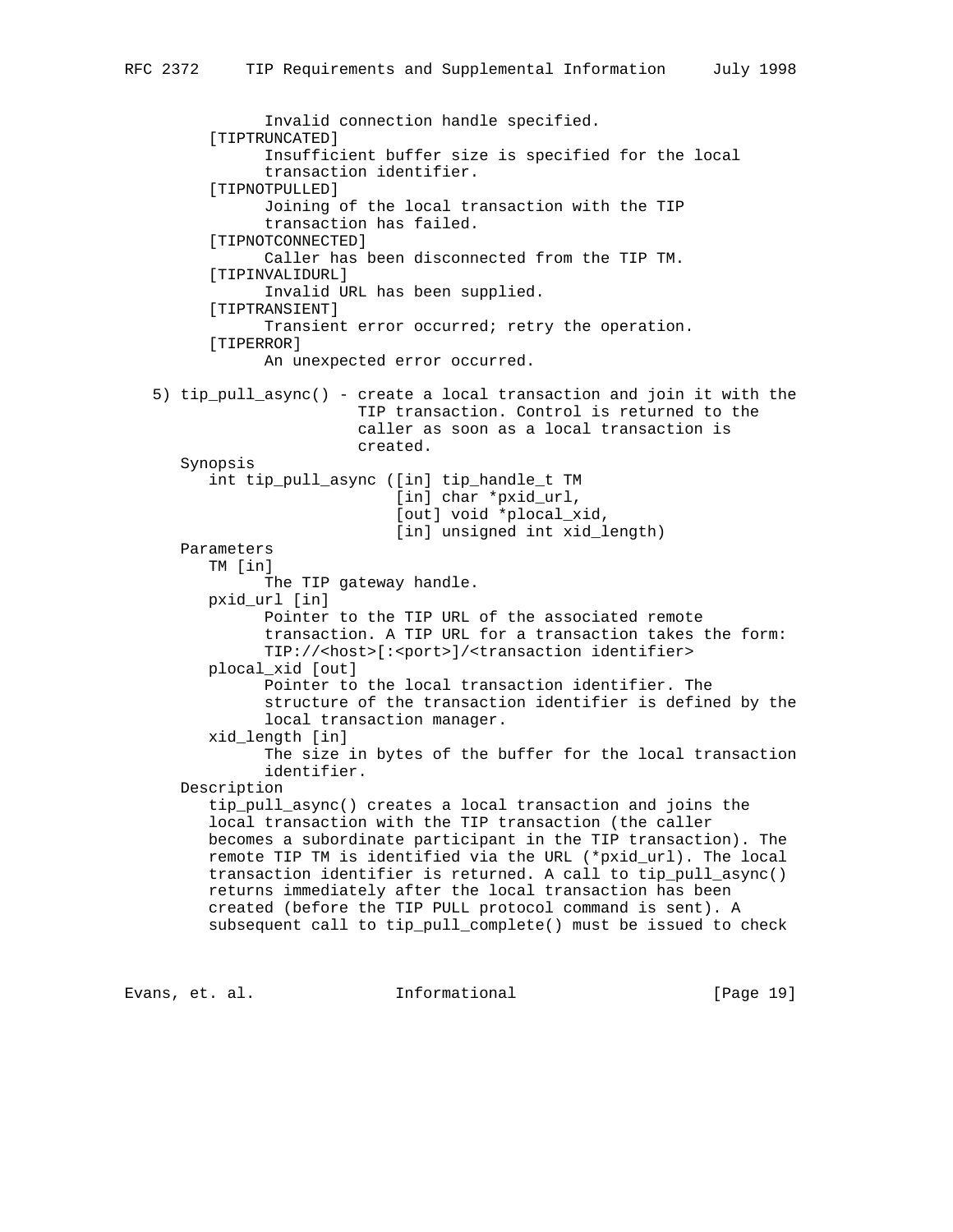Invalid connection handle specified.

[TIPTRUNCATED]
: Insufficient buffer size is specified for the local transaction identifier.

[TIPNOTPULLED]
: Joining of the local transaction with the TIP transaction has failed.

[TIPNOTCONNECTED]
: Caller has been disconnected from the TIP TM.

[TIPINVALIDURL]
: Invalid URL has been supplied.

[TIPTRANSIENT]
: Transient error occurred; retry the operation.

[TIPERROR]
: An unexpected error occurred.

5) tip_pull_async() - create a local transaction and join it with the TIP transaction. Control is returned to the caller as soon as a local transaction is created.

Synopsis

```
int tip_pull_async ([in] tip_handle_t TM
                    [in] char *pxid_url,
                    [out] void *plocal_xid,
                    [in] unsigned int xid_length)
```

Parameters

TM [in]
: The TIP gateway handle.

pxid_url [in]
: Pointer to the TIP URL of the associated remote transaction. A TIP URL for a transaction takes the form: TIP://<host>[:<port>]/<transaction identifier>

plocal_xid [out]
: Pointer to the local transaction identifier. The structure of the transaction identifier is defined by the local transaction manager.

xid_length [in]
: The size in bytes of the buffer for the local transaction identifier.

Description

tip_pull_async() creates a local transaction and joins the local transaction with the TIP transaction (the caller becomes a subordinate participant in the TIP transaction). The remote TIP TM is identified via the URL (*pxid_url). The local transaction identifier is returned. A call to tip_pull_async() returns immediately after the local transaction has been created (before the TIP PULL protocol command is sent). A subsequent call to tip_pull_complete() must be issued to check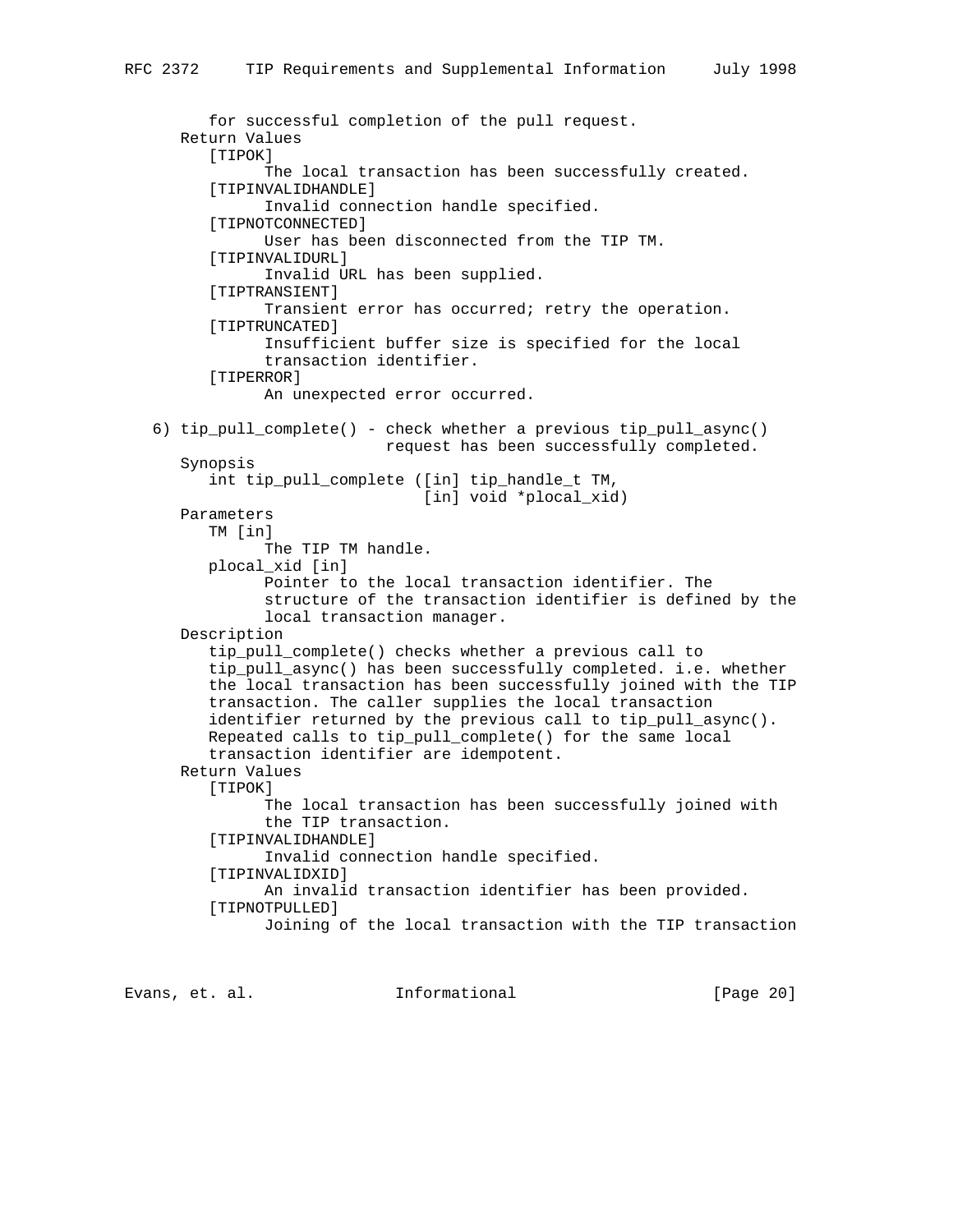for successful completion of the pull request.

Return Values

[TIPOK]
The local transaction has been successfully created.

[TIPINVALIDHANDLE]
Invalid connection handle specified.

[TIPNOTCONNECTED]
User has been disconnected from the TIP TM.

[TIPINVALIDURL]
Invalid URL has been supplied.

[TIPTRANSIENT]
Transient error has occurred; retry the operation.

[TIPTRUNCATED]
Insufficient buffer size is specified for the local transaction identifier.

[TIPERROR]
An unexpected error occurred.

6) tip_pull_complete() - check whether a previous tip_pull_async() request has been successfully completed.

Synopsis

```
int tip_pull_complete ([in] tip_handle_t TM,
                       [in] void *plocal_xid)
```

Parameters

TM [in]
The TIP TM handle.

plocal_xid [in]
Pointer to the local transaction identifier. The structure of the transaction identifier is defined by the local transaction manager.

Description

tip_pull_complete() checks whether a previous call to tip_pull_async() has been successfully completed. i.e. whether the local transaction has been successfully joined with the TIP transaction. The caller supplies the local transaction identifier returned by the previous call to tip_pull_async(). Repeated calls to tip_pull_complete() for the same local transaction identifier are idempotent.

Return Values

[TIPOK]
The local transaction has been successfully joined with the TIP transaction.

[TIPINVALIDHANDLE]
Invalid connection handle specified.

[TIPINVALIDXID]
An invalid transaction identifier has been provided.

[TIPNOTPULLED]
Joining of the local transaction with the TIP transaction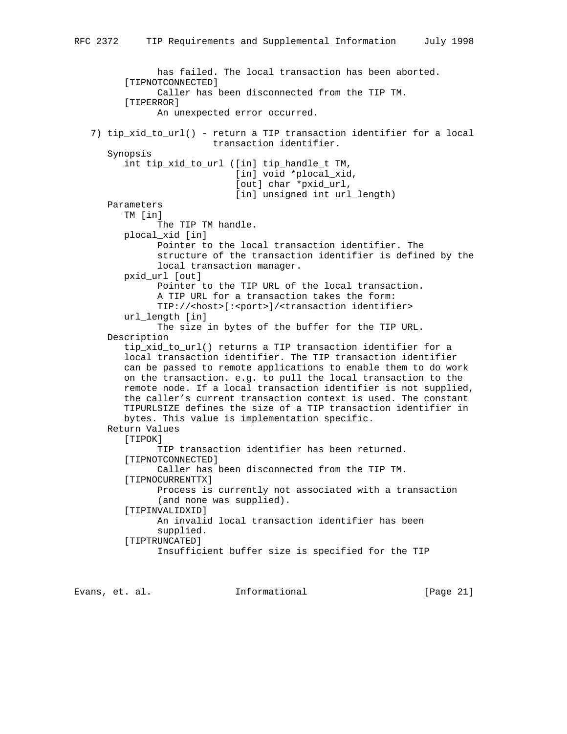has failed. The local transaction has been aborted.

[TIPNOTCONNECTED]
Caller has been disconnected from the TIP TM.

[TIPERROR]
An unexpected error occurred.

7) tip_xid_to_url() - return a TIP transaction identifier for a local transaction identifier.

Synopsis

```
int tip_xid_to_url ([in] tip_handle_t TM,
                    [in] void *plocal_xid,
                    [out] char *pxid_url,
                    [in] unsigned int url_length)
```

Parameters

TM [in]
The TIP TM handle.

plocal_xid [in]
Pointer to the local transaction identifier. The structure of the transaction identifier is defined by the local transaction manager.

pxid_url [out]
Pointer to the TIP URL of the local transaction. A TIP URL for a transaction takes the form: TIP://<host>[:<port>]/<transaction identifier>

url_length [in]
The size in bytes of the buffer for the TIP URL.

Description

tip_xid_to_url() returns a TIP transaction identifier for a local transaction identifier. The TIP transaction identifier can be passed to remote applications to enable them to do work on the transaction. e.g. to pull the local transaction to the remote node. If a local transaction identifier is not supplied, the caller's current transaction context is used. The constant TIPURLSIZE defines the size of a TIP transaction identifier in bytes. This value is implementation specific.

Return Values

[TIPOK]
TIP transaction identifier has been returned.

[TIPNOTCONNECTED]
Caller has been disconnected from the TIP TM.

[TIPNOCURRENTTX]
Process is currently not associated with a transaction (and none was supplied).

[TIPINVALIDXID]
An invalid local transaction identifier has been supplied.

[TIPTRUNCATED]
Insufficient buffer size is specified for the TIP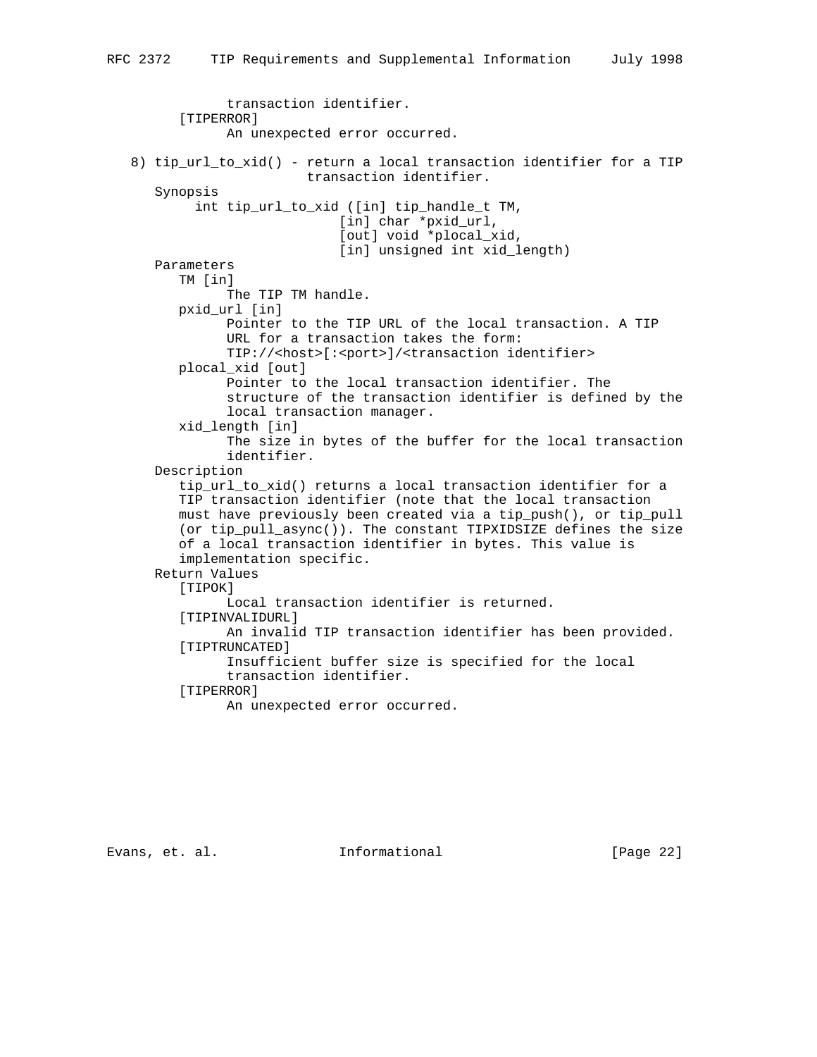transaction identifier.

[TIPERROR]
An unexpected error occurred.

8) tip_url_to_xid() - return a local transaction identifier for a TIP transaction identifier.

Synopsis

```
int tip_url_to_xid ([in] tip_handle_t TM,
                    [in] char *pxid_url,
                    [out] void *plocal_xid,
                    [in] unsigned int xid_length)
```

Parameters

TM [in]
The TIP TM handle.

pxid_url [in]
Pointer to the TIP URL of the local transaction. A TIP URL for a transaction takes the form:
TIP://<host>[:<port>]/<transaction identifier>

plocal_xid [out]
Pointer to the local transaction identifier. The structure of the transaction identifier is defined by the local transaction manager.

xid_length [in]
The size in bytes of the buffer for the local transaction identifier.

Description

tip_url_to_xid() returns a local transaction identifier for a TIP transaction identifier (note that the local transaction must have previously been created via a tip_push(), or tip_pull (or tip_pull_async()). The constant TIPXIDSIZE defines the size of a local transaction identifier in bytes. This value is implementation specific.

Return Values

[TIPOK]
Local transaction identifier is returned.

[TIPINVALIDURL]
An invalid TIP transaction identifier has been provided.

[TIPTRUNCATED]
Insufficient buffer size is specified for the local transaction identifier.

[TIPERROR]
An unexpected error occurred.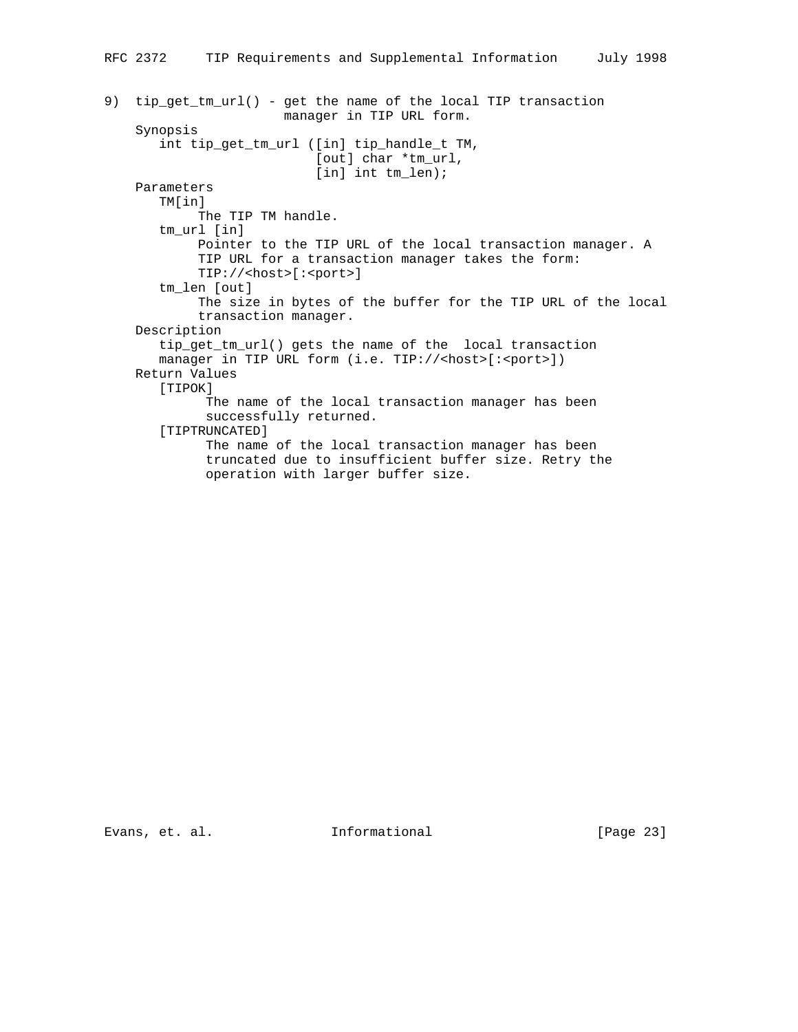9) tip_get_tm_url() - get the name of the local TIP transaction manager in TIP URL form.

Synopsis

```
int tip_get_tm_url ([in] tip_handle_t TM,
                    [out] char *tm_url,
                    [in] int tm_len);
```

Parameters

TM[in]
: The TIP TM handle.

tm_url [in]
: Pointer to the TIP URL of the local transaction manager. A TIP URL for a transaction manager takes the form: TIP://<host>[:<port>]

tm_len [out]
: The size in bytes of the buffer for the TIP URL of the local transaction manager.

Description

tip_get_tm_url() gets the name of the  local transaction manager in TIP URL form (i.e. TIP://<host>[:<port>])

Return Values

[TIPOK]
: The name of the local transaction manager has been successfully returned.

[TIPTRUNCATED]
: The name of the local transaction manager has been truncated due to insufficient buffer size. Retry the operation with larger buffer size.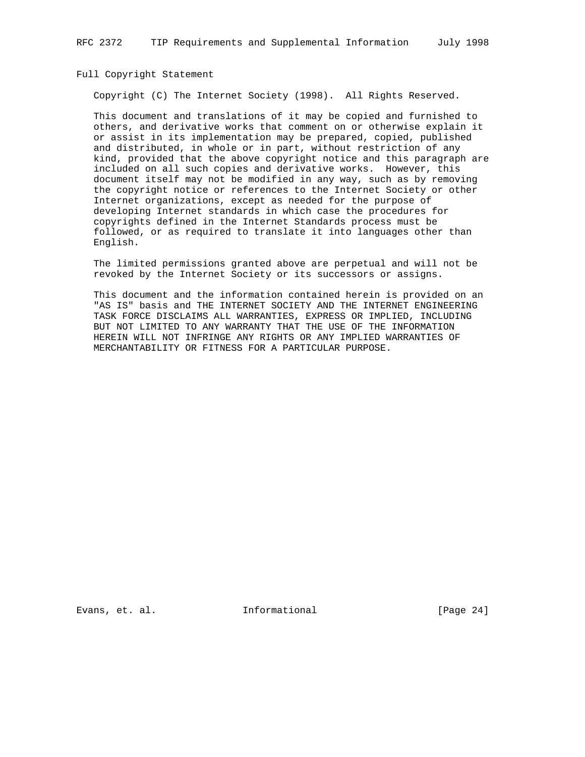## Full Copyright Statement

Copyright (C) The Internet Society (1998). All Rights Reserved.

This document and translations of it may be copied and furnished to others, and derivative works that comment on or otherwise explain it or assist in its implementation may be prepared, copied, published and distributed, in whole or in part, without restriction of any kind, provided that the above copyright notice and this paragraph are included on all such copies and derivative works. However, this document itself may not be modified in any way, such as by removing the copyright notice or references to the Internet Society or other Internet organizations, except as needed for the purpose of developing Internet standards in which case the procedures for copyrights defined in the Internet Standards process must be followed, or as required to translate it into languages other than English.

The limited permissions granted above are perpetual and will not be revoked by the Internet Society or its successors or assigns.

This document and the information contained herein is provided on an "AS IS" basis and THE INTERNET SOCIETY AND THE INTERNET ENGINEERING TASK FORCE DISCLAIMS ALL WARRANTIES, EXPRESS OR IMPLIED, INCLUDING BUT NOT LIMITED TO ANY WARRANTY THAT THE USE OF THE INFORMATION HEREIN WILL NOT INFRINGE ANY RIGHTS OR ANY IMPLIED WARRANTIES OF MERCHANTABILITY OR FITNESS FOR A PARTICULAR PURPOSE.